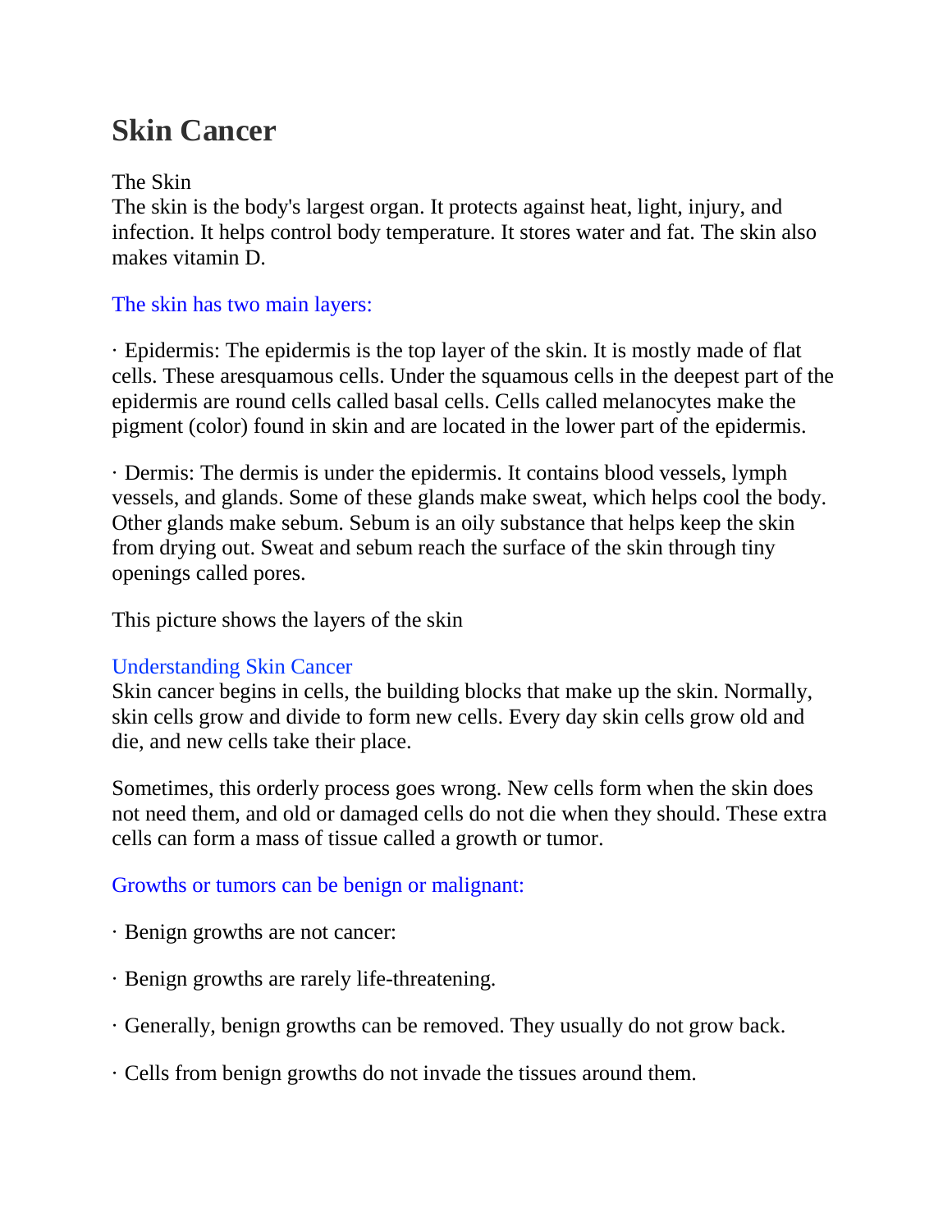# Skin Cancer

The Skin

The skin is the body's largest organ. It protects against heat, light, injury, and infection. It helps control body temperature. It stores water and fat. The skin also makes vitamin D.

The skin has two main layers:

· Epidermis: The epidermis is the top layer of the skin. It is mostly made of flat cells. These aresquamous cells. Under the squamous cells in the deepest part of the epidermis are round cells called basal cells. Cells called melanocytes make the pigment (color) found in skin and are located in the lower part of the epidermis.

· Dermis: The dermis is under the epidermis. It contains blood vessels, lymph vessels, and glands. Some of these glands make sweat, which helps cool the body. Other glands make sebum. Sebum is an oily substance that helps keep the skin from drying out. Sweat and sebum reach the surface of the skin through tiny openings called pores.

This picture shows the layers of the skin

Understanding Skin Cancer

Skin cancer begins in cells, the building blocks that make up the skin. Normally, skin cells grow and divide to form new cells. Every day skin cells grow old and die, and new cells take their place.

Sometimes, this orderly process goes wrong. New cells form when the skin does not need them, and old or damaged cells do not die when they should. These extra cells can form a mass of tissue called a growth or tumor.

Growths or tumors can be benign or malignant:

· Benign growths are not cancer:

· Benign growths are rarely life-threatening.

· Generally, benign growths can be removed. They usually do not grow back.

· Cells from benign growths do not invade the tissues around them.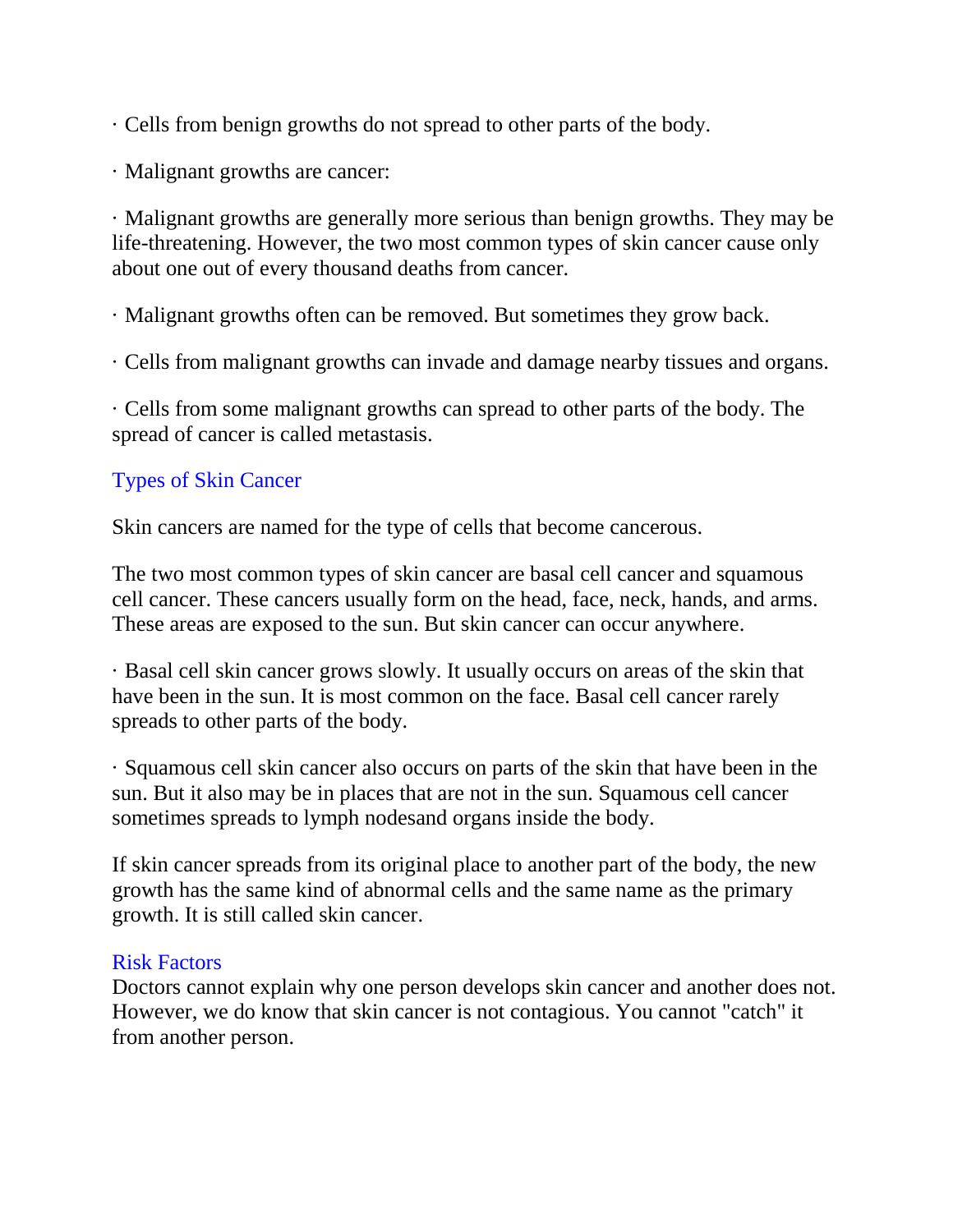· Cells from benign growths do not spread to other parts of the body.

· Malignant growths are cancer:

· Malignant growths are generally more serious than benign growths. They may be life-threatening. However, the two most common types of skin cancer cause only about one out of every thousand deaths from cancer.

· Malignant growths often can be removed. But sometimes they grow back.

· Cells from malignant growths can invade and damage nearby tissues and organs.

· Cells from some malignant growths can spread to other parts of the body. The spread of cancer is called metastasis.

## Types of Skin Cancer

Skin cancers are named for the type of cells that become cancerous.

The two most common types of skin cancer are basal cell cancer and squamous cell cancer. These cancers usually form on the head, face, neck, hands, and arms. These areas are exposed to the sun. But skin cancer can occur anywhere.

· Basal cell skin cancer grows slowly. It usually occurs on areas of the skin that have been in the sun. It is most common on the face. Basal cell cancer rarely spreads to other parts of the body.

· Squamous cell skin cancer also occurs on parts of the skin that have been in the sun. But it also may be in places that are not in the sun. Squamous cell cancer sometimes spreads to lymph nodesand organs inside the body.

If skin cancer spreads from its original place to another part of the body, the new growth has the same kind of abnormal cells and the same name as the primary growth. It is still called skin cancer.

## Risk Factors

Doctors cannot explain why one person develops skin cancer and another does not. However, we do know that skin cancer is not contagious. You cannot "catch" it from another person.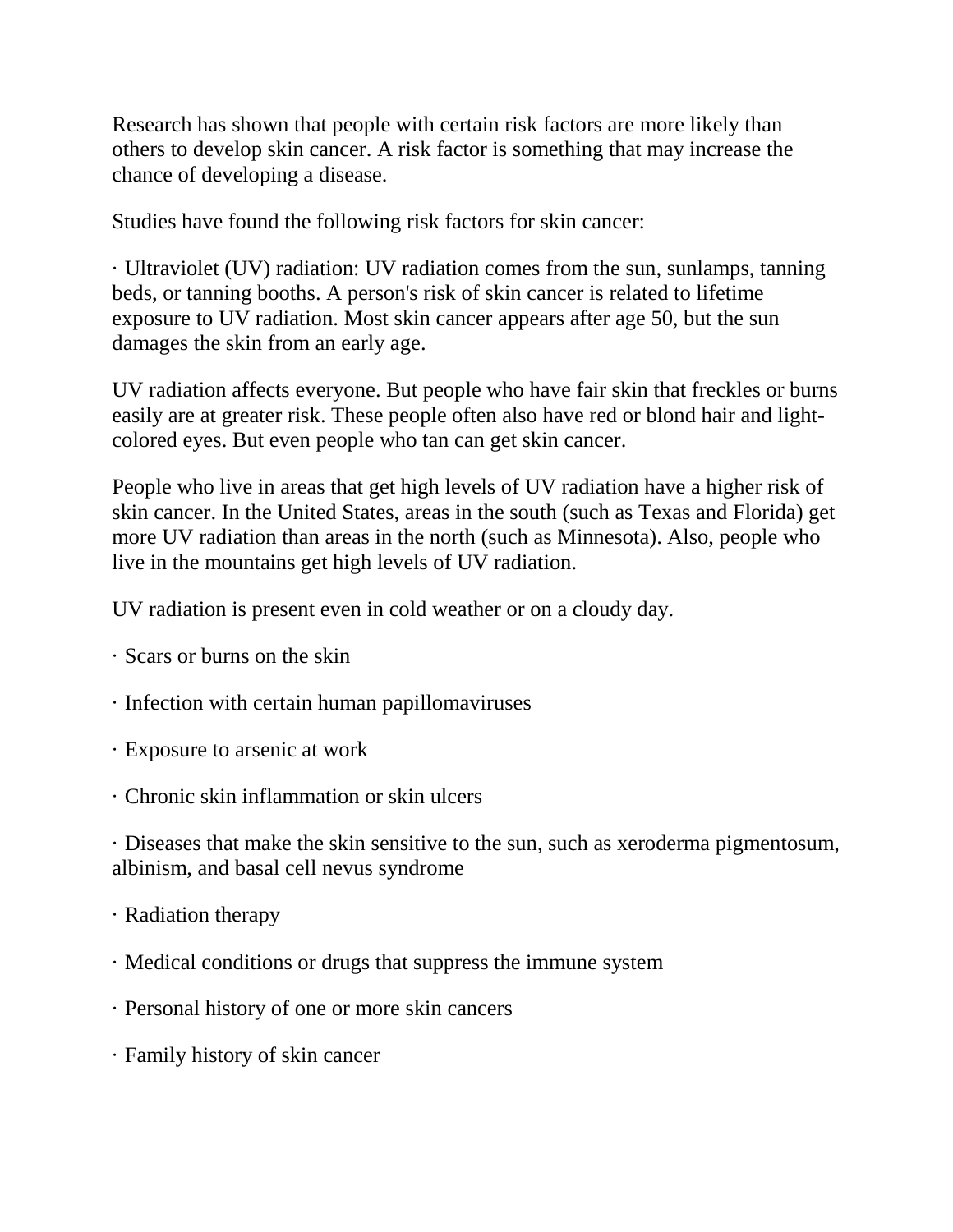Research has shown that people with certain risk factors are more likely than others to develop skin cancer. A risk factor is something that may increase the chance of developing a disease.

Studies have found the following risk factors for skin cancer:

- Ultraviolet (UV) radiation: UV radiation comes from the sun, sunlamps, tanning beds, or tanning booths. A person's risk of skin cancer is related to lifetime exposure to UV radiation. Most skin cancer appears after age 50, but the sun damages the skin from an early age.

  UV radiation affects everyone. But people who have fair skin that freckles or burns easily are at greater risk. These people often also have red or blond hair and light-colored eyes. But even people who tan can get skin cancer.

  People who live in areas that get high levels of UV radiation have a higher risk of skin cancer. In the United States, areas in the south (such as Texas and Florida) get more UV radiation than areas in the north (such as Minnesota). Also, people who live in the mountains get high levels of UV radiation.

  UV radiation is present even in cold weather or on a cloudy day.

- Scars or burns on the skin
- Infection with certain human papillomaviruses
- Exposure to arsenic at work
- Chronic skin inflammation or skin ulcers
- Diseases that make the skin sensitive to the sun, such as xeroderma pigmentosum, albinism, and basal cell nevus syndrome
- Radiation therapy
- Medical conditions or drugs that suppress the immune system
- Personal history of one or more skin cancers
- Family history of skin cancer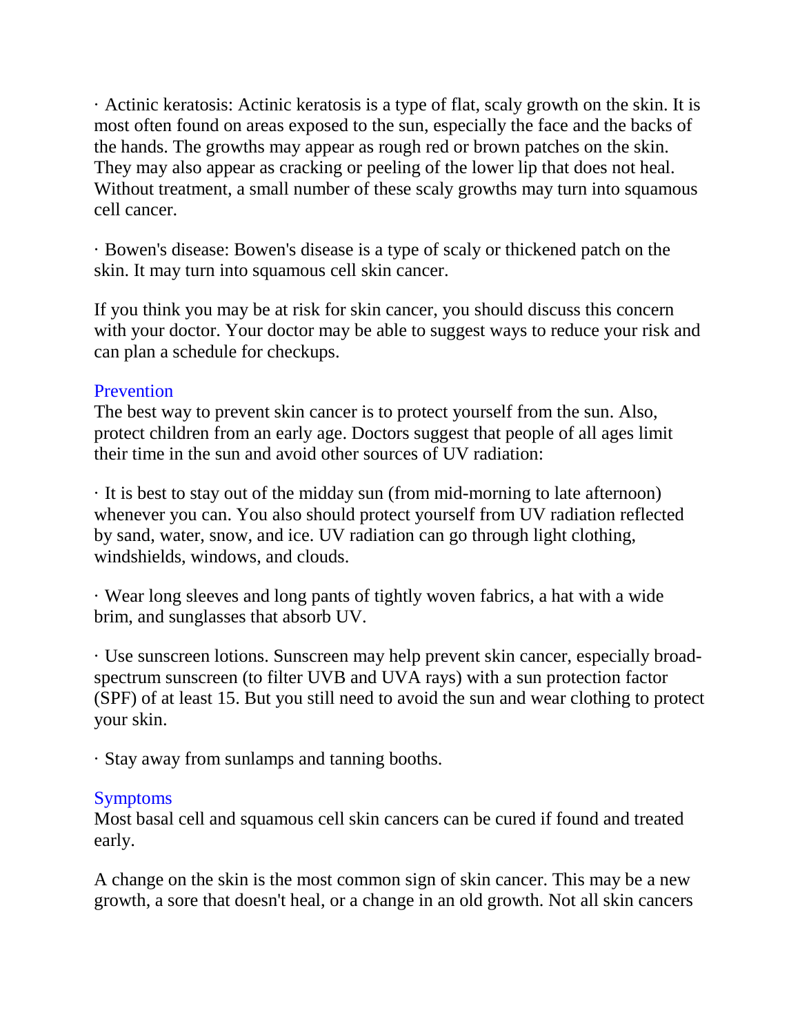· Actinic keratosis: Actinic keratosis is a type of flat, scaly growth on the skin. It is most often found on areas exposed to the sun, especially the face and the backs of the hands. The growths may appear as rough red or brown patches on the skin. They may also appear as cracking or peeling of the lower lip that does not heal. Without treatment, a small number of these scaly growths may turn into squamous cell cancer.

· Bowen's disease: Bowen's disease is a type of scaly or thickened patch on the skin. It may turn into squamous cell skin cancer.

If you think you may be at risk for skin cancer, you should discuss this concern with your doctor. Your doctor may be able to suggest ways to reduce your risk and can plan a schedule for checkups.

## Prevention

The best way to prevent skin cancer is to protect yourself from the sun. Also, protect children from an early age. Doctors suggest that people of all ages limit their time in the sun and avoid other sources of UV radiation:

· It is best to stay out of the midday sun (from mid-morning to late afternoon) whenever you can. You also should protect yourself from UV radiation reflected by sand, water, snow, and ice. UV radiation can go through light clothing, windshields, windows, and clouds.

· Wear long sleeves and long pants of tightly woven fabrics, a hat with a wide brim, and sunglasses that absorb UV.

· Use sunscreen lotions. Sunscreen may help prevent skin cancer, especially broad-spectrum sunscreen (to filter UVB and UVA rays) with a sun protection factor (SPF) of at least 15. But you still need to avoid the sun and wear clothing to protect your skin.

· Stay away from sunlamps and tanning booths.

## Symptoms

Most basal cell and squamous cell skin cancers can be cured if found and treated early.

A change on the skin is the most common sign of skin cancer. This may be a new growth, a sore that doesn't heal, or a change in an old growth. Not all skin cancers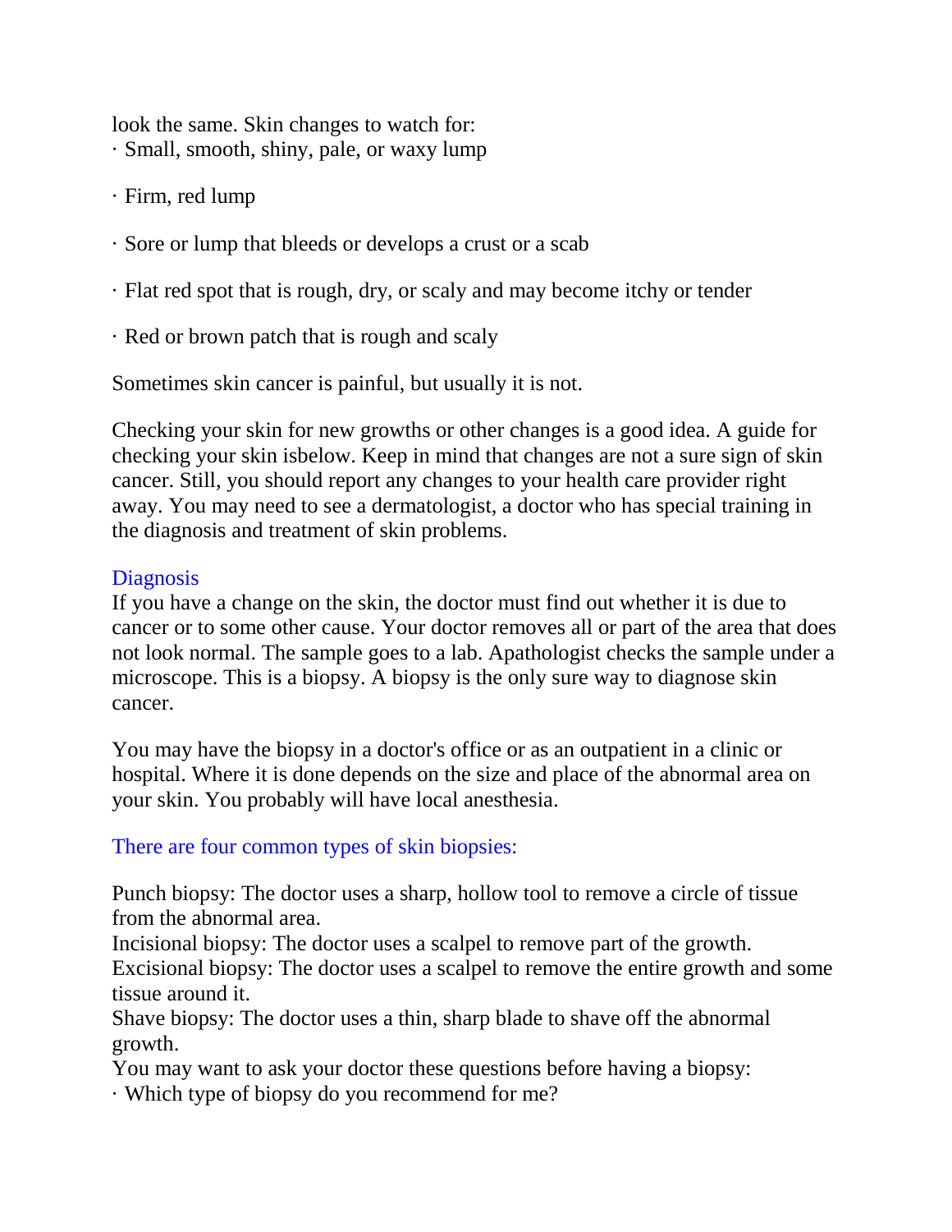look the same. Skin changes to watch for:

- Small, smooth, shiny, pale, or waxy lump
- Firm, red lump
- Sore or lump that bleeds or develops a crust or a scab
- Flat red spot that is rough, dry, or scaly and may become itchy or tender
- Red or brown patch that is rough and scaly

Sometimes skin cancer is painful, but usually it is not.

Checking your skin for new growths or other changes is a good idea. A guide for checking your skin isbelow. Keep in mind that changes are not a sure sign of skin cancer. Still, you should report any changes to your health care provider right away. You may need to see a dermatologist, a doctor who has special training in the diagnosis and treatment of skin problems.

## Diagnosis

If you have a change on the skin, the doctor must find out whether it is due to cancer or to some other cause. Your doctor removes all or part of the area that does not look normal. The sample goes to a lab. Apathologist checks the sample under a microscope. This is a biopsy. A biopsy is the only sure way to diagnose skin cancer.

You may have the biopsy in a doctor's office or as an outpatient in a clinic or hospital. Where it is done depends on the size and place of the abnormal area on your skin. You probably will have local anesthesia.

### There are four common types of skin biopsies:

Punch biopsy: The doctor uses a sharp, hollow tool to remove a circle of tissue from the abnormal area.
Incisional biopsy: The doctor uses a scalpel to remove part of the growth.
Excisional biopsy: The doctor uses a scalpel to remove the entire growth and some tissue around it.
Shave biopsy: The doctor uses a thin, sharp blade to shave off the abnormal growth.
You may want to ask your doctor these questions before having a biopsy:

- Which type of biopsy do you recommend for me?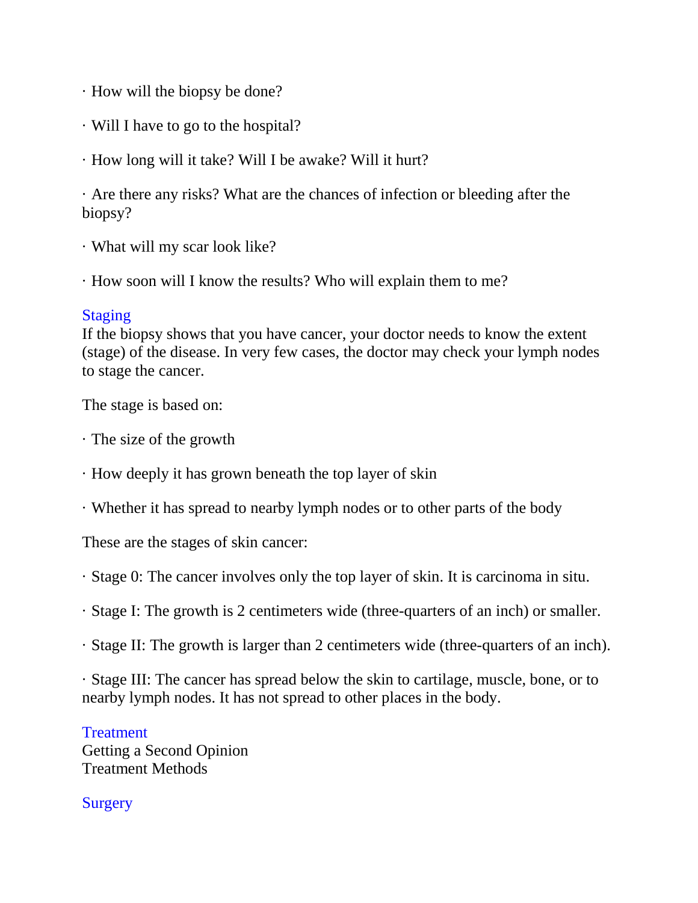- How will the biopsy be done?
- Will I have to go to the hospital?
- How long will it take? Will I be awake? Will it hurt?
- Are there any risks? What are the chances of infection or bleeding after the biopsy?
- What will my scar look like?
- How soon will I know the results? Who will explain them to me?

## Staging

If the biopsy shows that you have cancer, your doctor needs to know the extent (stage) of the disease. In very few cases, the doctor may check your lymph nodes to stage the cancer.

The stage is based on:

- The size of the growth
- How deeply it has grown beneath the top layer of skin
- Whether it has spread to nearby lymph nodes or to other parts of the body

These are the stages of skin cancer:

- Stage 0: The cancer involves only the top layer of skin. It is carcinoma in situ.
- Stage I: The growth is 2 centimeters wide (three-quarters of an inch) or smaller.
- Stage II: The growth is larger than 2 centimeters wide (three-quarters of an inch).
- Stage III: The cancer has spread below the skin to cartilage, muscle, bone, or to nearby lymph nodes. It has not spread to other places in the body.

## Treatment

Getting a Second Opinion
Treatment Methods

## Surgery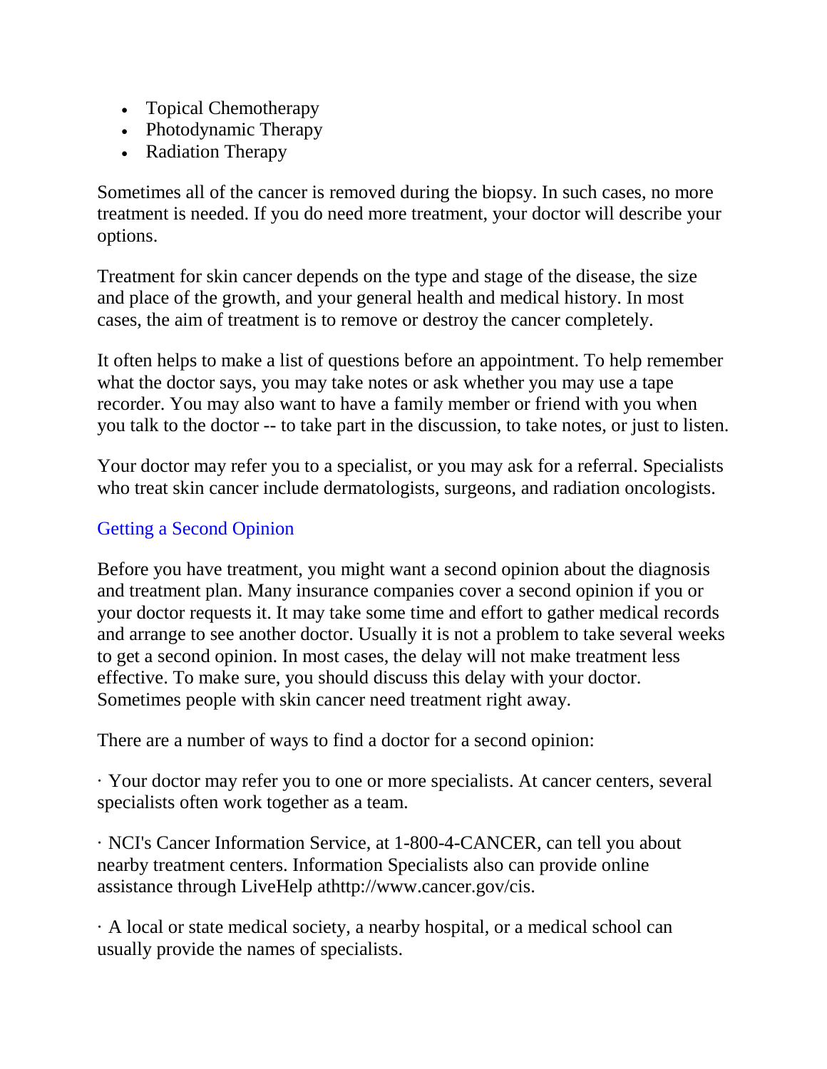- Topical Chemotherapy
- Photodynamic Therapy
- Radiation Therapy

Sometimes all of the cancer is removed during the biopsy. In such cases, no more treatment is needed. If you do need more treatment, your doctor will describe your options.

Treatment for skin cancer depends on the type and stage of the disease, the size and place of the growth, and your general health and medical history. In most cases, the aim of treatment is to remove or destroy the cancer completely.

It often helps to make a list of questions before an appointment. To help remember what the doctor says, you may take notes or ask whether you may use a tape recorder. You may also want to have a family member or friend with you when you talk to the doctor -- to take part in the discussion, to take notes, or just to listen.

Your doctor may refer you to a specialist, or you may ask for a referral. Specialists who treat skin cancer include dermatologists, surgeons, and radiation oncologists.

## Getting a Second Opinion

Before you have treatment, you might want a second opinion about the diagnosis and treatment plan. Many insurance companies cover a second opinion if you or your doctor requests it. It may take some time and effort to gather medical records and arrange to see another doctor. Usually it is not a problem to take several weeks to get a second opinion. In most cases, the delay will not make treatment less effective. To make sure, you should discuss this delay with your doctor. Sometimes people with skin cancer need treatment right away.

There are a number of ways to find a doctor for a second opinion:

· Your doctor may refer you to one or more specialists. At cancer centers, several specialists often work together as a team.

· NCI's Cancer Information Service, at 1-800-4-CANCER, can tell you about nearby treatment centers. Information Specialists also can provide online assistance through LiveHelp athttp://www.cancer.gov/cis.

· A local or state medical society, a nearby hospital, or a medical school can usually provide the names of specialists.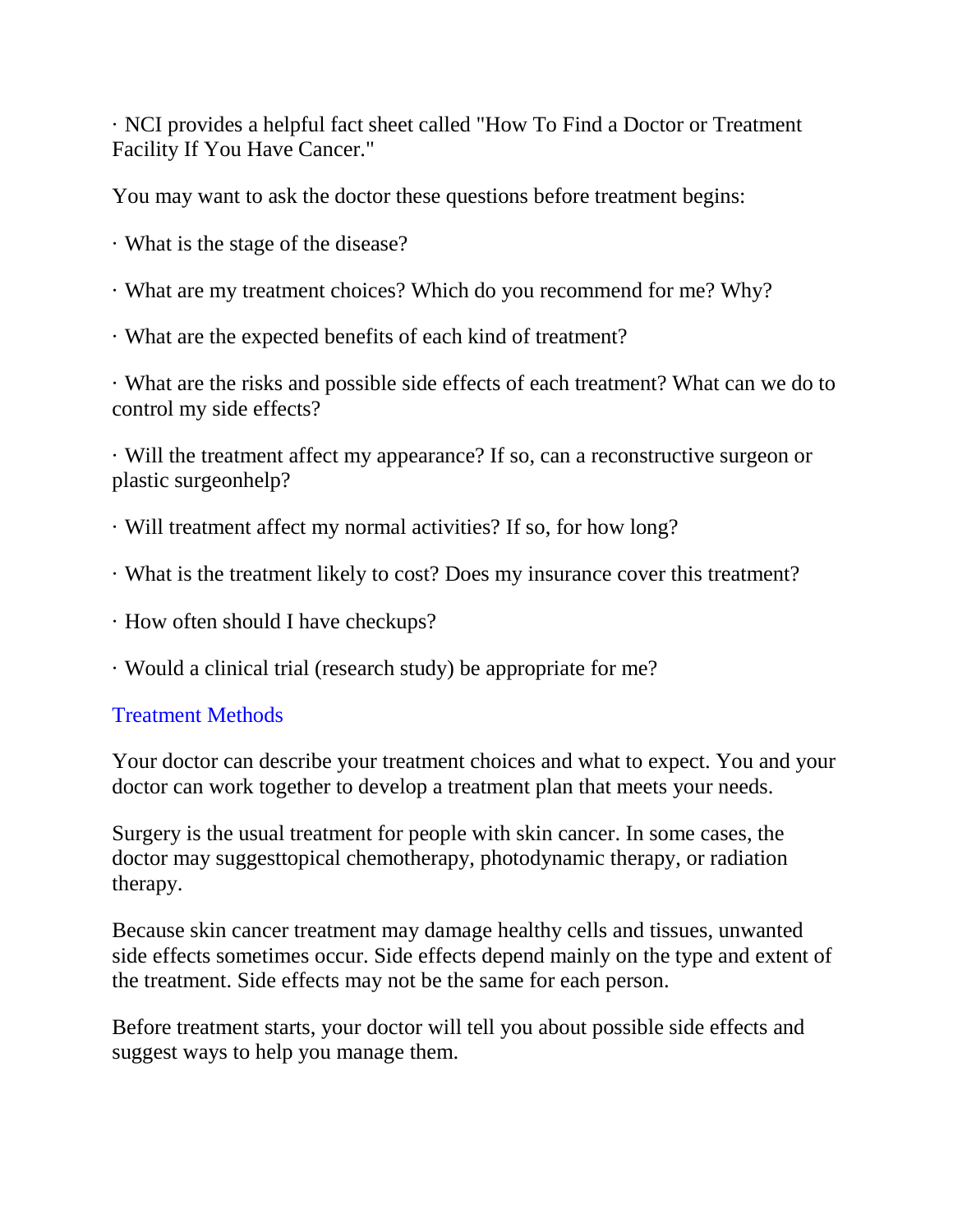- NCI provides a helpful fact sheet called "How To Find a Doctor or Treatment Facility If You Have Cancer."

You may want to ask the doctor these questions before treatment begins:

- What is the stage of the disease?
- What are my treatment choices? Which do you recommend for me? Why?
- What are the expected benefits of each kind of treatment?
- What are the risks and possible side effects of each treatment? What can we do to control my side effects?
- Will the treatment affect my appearance? If so, can a reconstructive surgeon or plastic surgeonhelp?
- Will treatment affect my normal activities? If so, for how long?
- What is the treatment likely to cost? Does my insurance cover this treatment?
- How often should I have checkups?
- Would a clinical trial (research study) be appropriate for me?

## Treatment Methods

Your doctor can describe your treatment choices and what to expect. You and your doctor can work together to develop a treatment plan that meets your needs.

Surgery is the usual treatment for people with skin cancer. In some cases, the doctor may suggesttopical chemotherapy, photodynamic therapy, or radiation therapy.

Because skin cancer treatment may damage healthy cells and tissues, unwanted side effects sometimes occur. Side effects depend mainly on the type and extent of the treatment. Side effects may not be the same for each person.

Before treatment starts, your doctor will tell you about possible side effects and suggest ways to help you manage them.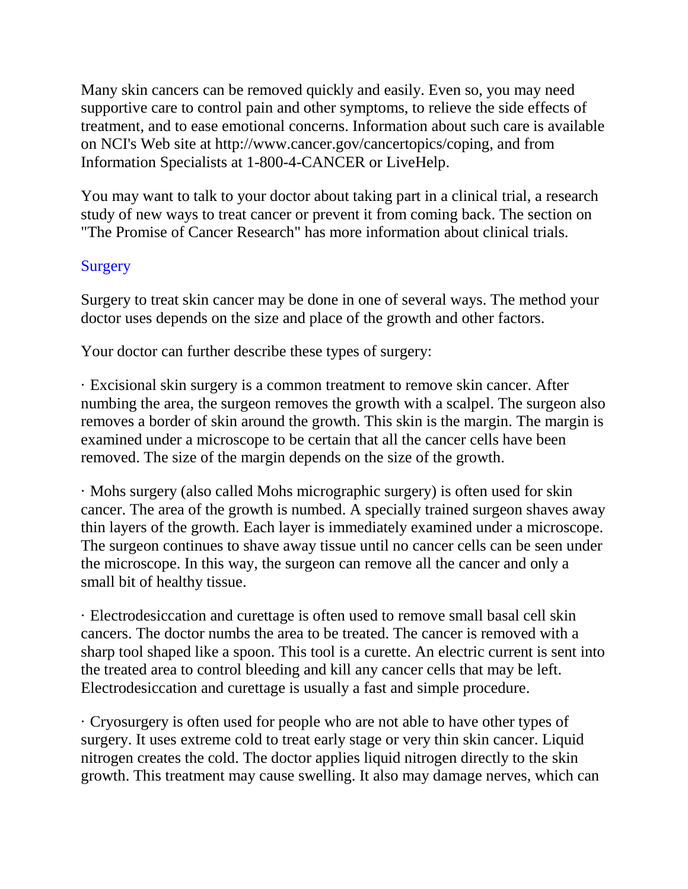Many skin cancers can be removed quickly and easily. Even so, you may need supportive care to control pain and other symptoms, to relieve the side effects of treatment, and to ease emotional concerns. Information about such care is available on NCI's Web site at http://www.cancer.gov/cancertopics/coping, and from Information Specialists at 1-800-4-CANCER or LiveHelp.

You may want to talk to your doctor about taking part in a clinical trial, a research study of new ways to treat cancer or prevent it from coming back. The section on "The Promise of Cancer Research" has more information about clinical trials.

## Surgery

Surgery to treat skin cancer may be done in one of several ways. The method your doctor uses depends on the size and place of the growth and other factors.

Your doctor can further describe these types of surgery:

- Excisional skin surgery is a common treatment to remove skin cancer. After numbing the area, the surgeon removes the growth with a scalpel. The surgeon also removes a border of skin around the growth. This skin is the margin. The margin is examined under a microscope to be certain that all the cancer cells have been removed. The size of the margin depends on the size of the growth.

- Mohs surgery (also called Mohs micrographic surgery) is often used for skin cancer. The area of the growth is numbed. A specially trained surgeon shaves away thin layers of the growth. Each layer is immediately examined under a microscope. The surgeon continues to shave away tissue until no cancer cells can be seen under the microscope. In this way, the surgeon can remove all the cancer and only a small bit of healthy tissue.

- Electrodesiccation and curettage is often used to remove small basal cell skin cancers. The doctor numbs the area to be treated. The cancer is removed with a sharp tool shaped like a spoon. This tool is a curette. An electric current is sent into the treated area to control bleeding and kill any cancer cells that may be left. Electrodesiccation and curettage is usually a fast and simple procedure.

- Cryosurgery is often used for people who are not able to have other types of surgery. It uses extreme cold to treat early stage or very thin skin cancer. Liquid nitrogen creates the cold. The doctor applies liquid nitrogen directly to the skin growth. This treatment may cause swelling. It also may damage nerves, which can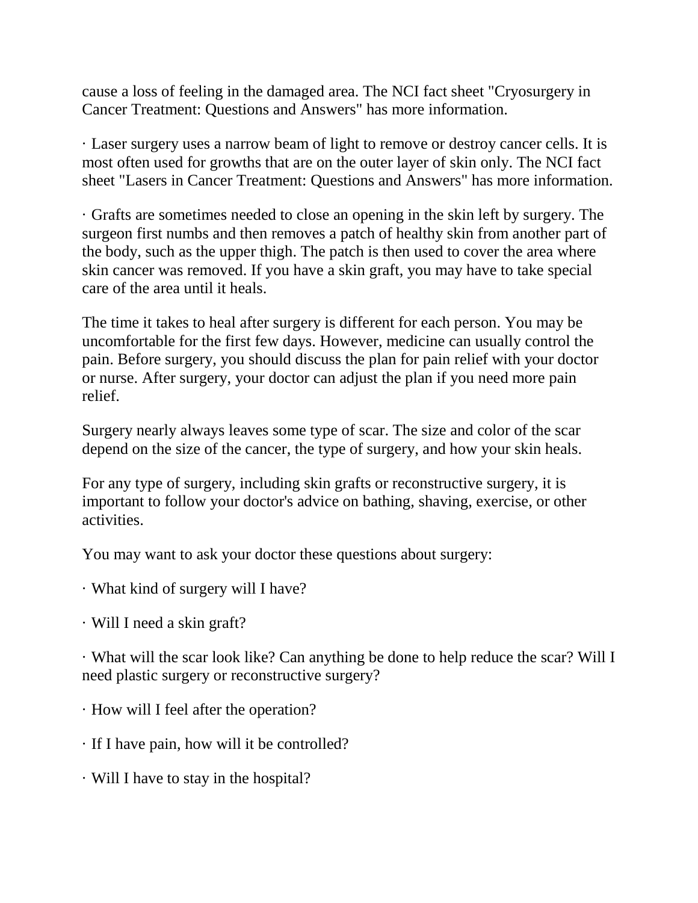cause a loss of feeling in the damaged area. The NCI fact sheet "Cryosurgery in Cancer Treatment: Questions and Answers" has more information.

- Laser surgery uses a narrow beam of light to remove or destroy cancer cells. It is most often used for growths that are on the outer layer of skin only. The NCI fact sheet "Lasers in Cancer Treatment: Questions and Answers" has more information.

- Grafts are sometimes needed to close an opening in the skin left by surgery. The surgeon first numbs and then removes a patch of healthy skin from another part of the body, such as the upper thigh. The patch is then used to cover the area where skin cancer was removed. If you have a skin graft, you may have to take special care of the area until it heals.

The time it takes to heal after surgery is different for each person. You may be uncomfortable for the first few days. However, medicine can usually control the pain. Before surgery, you should discuss the plan for pain relief with your doctor or nurse. After surgery, your doctor can adjust the plan if you need more pain relief.

Surgery nearly always leaves some type of scar. The size and color of the scar depend on the size of the cancer, the type of surgery, and how your skin heals.

For any type of surgery, including skin grafts or reconstructive surgery, it is important to follow your doctor's advice on bathing, shaving, exercise, or other activities.

You may want to ask your doctor these questions about surgery:

- What kind of surgery will I have?

- Will I need a skin graft?

- What will the scar look like? Can anything be done to help reduce the scar? Will I need plastic surgery or reconstructive surgery?

- How will I feel after the operation?

- If I have pain, how will it be controlled?

- Will I have to stay in the hospital?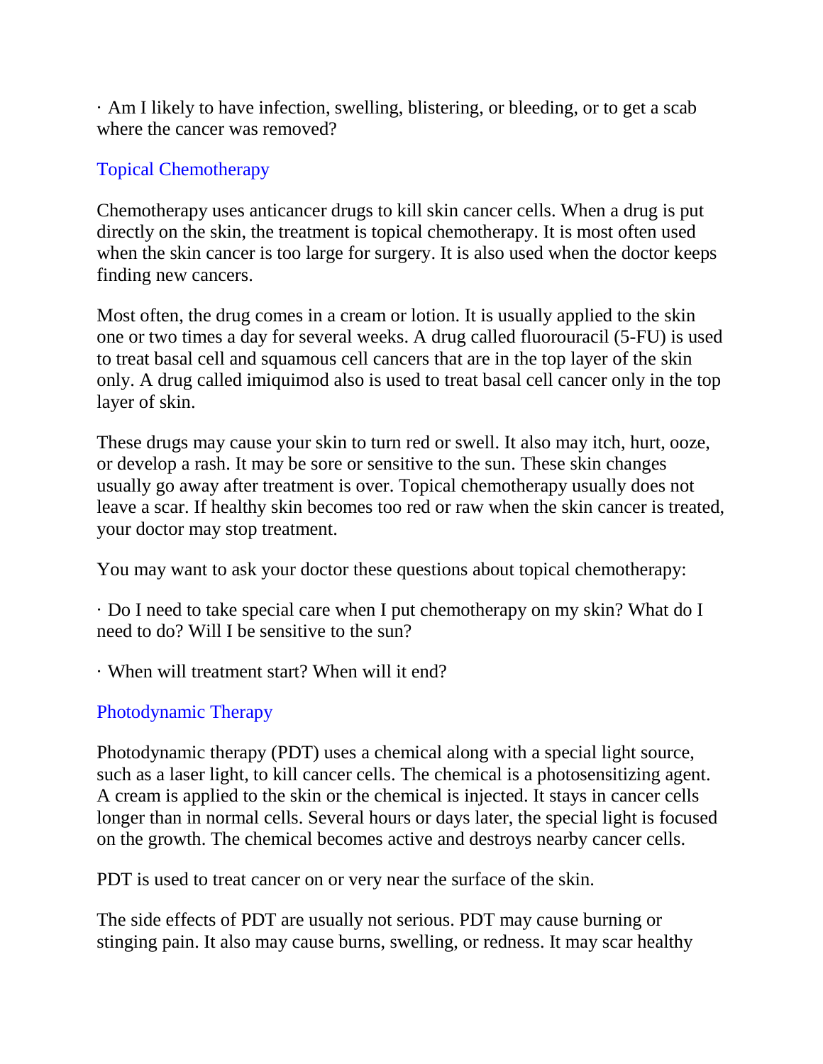· Am I likely to have infection, swelling, blistering, or bleeding, or to get a scab where the cancer was removed?

## Topical Chemotherapy

Chemotherapy uses anticancer drugs to kill skin cancer cells. When a drug is put directly on the skin, the treatment is topical chemotherapy. It is most often used when the skin cancer is too large for surgery. It is also used when the doctor keeps finding new cancers.

Most often, the drug comes in a cream or lotion. It is usually applied to the skin one or two times a day for several weeks. A drug called fluorouracil (5-FU) is used to treat basal cell and squamous cell cancers that are in the top layer of the skin only. A drug called imiquimod also is used to treat basal cell cancer only in the top layer of skin.

These drugs may cause your skin to turn red or swell. It also may itch, hurt, ooze, or develop a rash. It may be sore or sensitive to the sun. These skin changes usually go away after treatment is over. Topical chemotherapy usually does not leave a scar. If healthy skin becomes too red or raw when the skin cancer is treated, your doctor may stop treatment.

You may want to ask your doctor these questions about topical chemotherapy:

· Do I need to take special care when I put chemotherapy on my skin? What do I need to do? Will I be sensitive to the sun?

· When will treatment start? When will it end?

## Photodynamic Therapy

Photodynamic therapy (PDT) uses a chemical along with a special light source, such as a laser light, to kill cancer cells. The chemical is a photosensitizing agent. A cream is applied to the skin or the chemical is injected. It stays in cancer cells longer than in normal cells. Several hours or days later, the special light is focused on the growth. The chemical becomes active and destroys nearby cancer cells.

PDT is used to treat cancer on or very near the surface of the skin.

The side effects of PDT are usually not serious. PDT may cause burning or stinging pain. It also may cause burns, swelling, or redness. It may scar healthy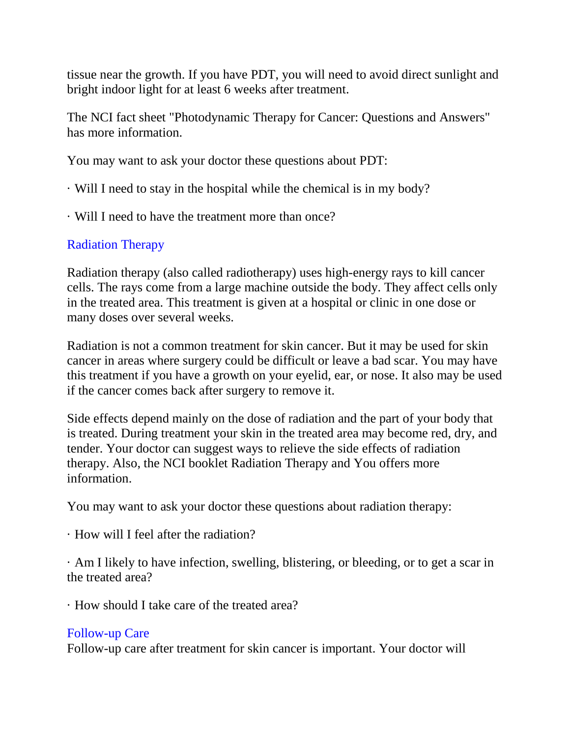tissue near the growth. If you have PDT, you will need to avoid direct sunlight and bright indoor light for at least 6 weeks after treatment.

The NCI fact sheet "Photodynamic Therapy for Cancer: Questions and Answers" has more information.

You may want to ask your doctor these questions about PDT:

· Will I need to stay in the hospital while the chemical is in my body?

· Will I need to have the treatment more than once?

## Radiation Therapy

Radiation therapy (also called radiotherapy) uses high-energy rays to kill cancer cells. The rays come from a large machine outside the body. They affect cells only in the treated area. This treatment is given at a hospital or clinic in one dose or many doses over several weeks.

Radiation is not a common treatment for skin cancer. But it may be used for skin cancer in areas where surgery could be difficult or leave a bad scar. You may have this treatment if you have a growth on your eyelid, ear, or nose. It also may be used if the cancer comes back after surgery to remove it.

Side effects depend mainly on the dose of radiation and the part of your body that is treated. During treatment your skin in the treated area may become red, dry, and tender. Your doctor can suggest ways to relieve the side effects of radiation therapy. Also, the NCI booklet Radiation Therapy and You offers more information.

You may want to ask your doctor these questions about radiation therapy:

· How will I feel after the radiation?

· Am I likely to have infection, swelling, blistering, or bleeding, or to get a scar in the treated area?

· How should I take care of the treated area?

## Follow-up Care

Follow-up care after treatment for skin cancer is important. Your doctor will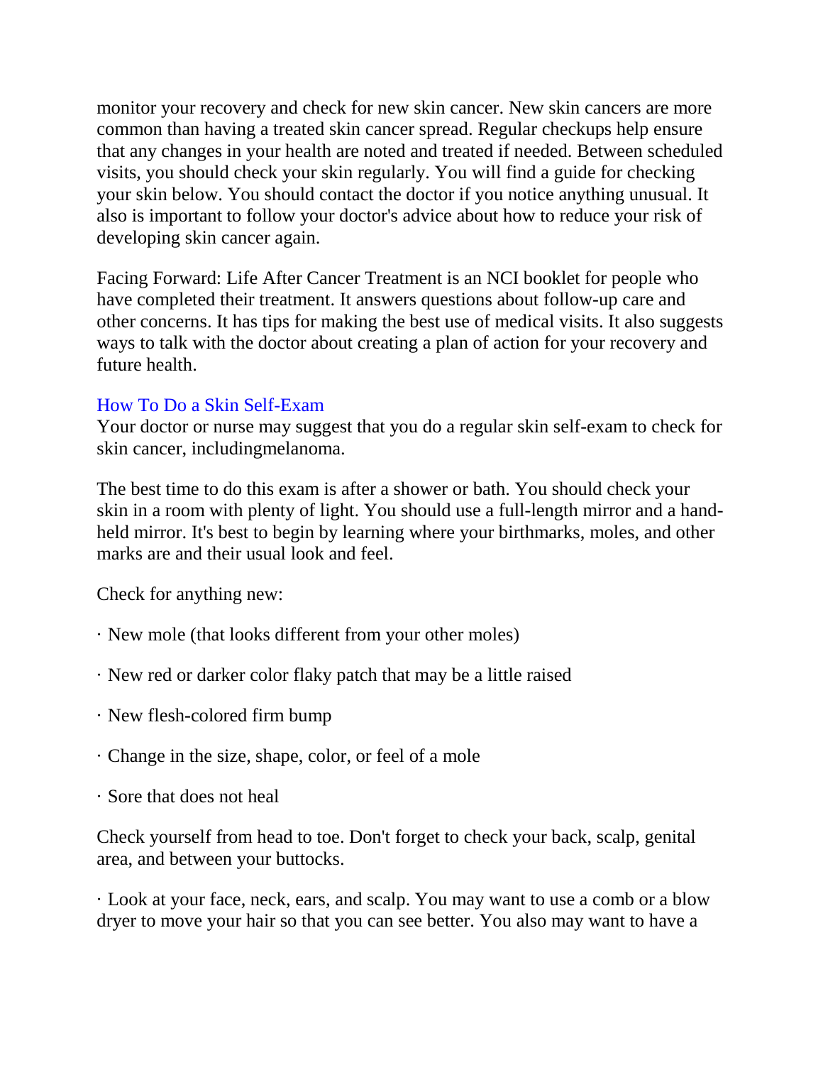monitor your recovery and check for new skin cancer. New skin cancers are more common than having a treated skin cancer spread. Regular checkups help ensure that any changes in your health are noted and treated if needed. Between scheduled visits, you should check your skin regularly. You will find a guide for checking your skin below. You should contact the doctor if you notice anything unusual. It also is important to follow your doctor's advice about how to reduce your risk of developing skin cancer again.

Facing Forward: Life After Cancer Treatment is an NCI booklet for people who have completed their treatment. It answers questions about follow-up care and other concerns. It has tips for making the best use of medical visits. It also suggests ways to talk with the doctor about creating a plan of action for your recovery and future health.

## How To Do a Skin Self-Exam

Your doctor or nurse may suggest that you do a regular skin self-exam to check for skin cancer, includingmelanoma.

The best time to do this exam is after a shower or bath. You should check your skin in a room with plenty of light. You should use a full-length mirror and a hand-held mirror. It's best to begin by learning where your birthmarks, moles, and other marks are and their usual look and feel.

Check for anything new:

· New mole (that looks different from your other moles)

· New red or darker color flaky patch that may be a little raised

· New flesh-colored firm bump

· Change in the size, shape, color, or feel of a mole

· Sore that does not heal

Check yourself from head to toe. Don't forget to check your back, scalp, genital area, and between your buttocks.

· Look at your face, neck, ears, and scalp. You may want to use a comb or a blow dryer to move your hair so that you can see better. You also may want to have a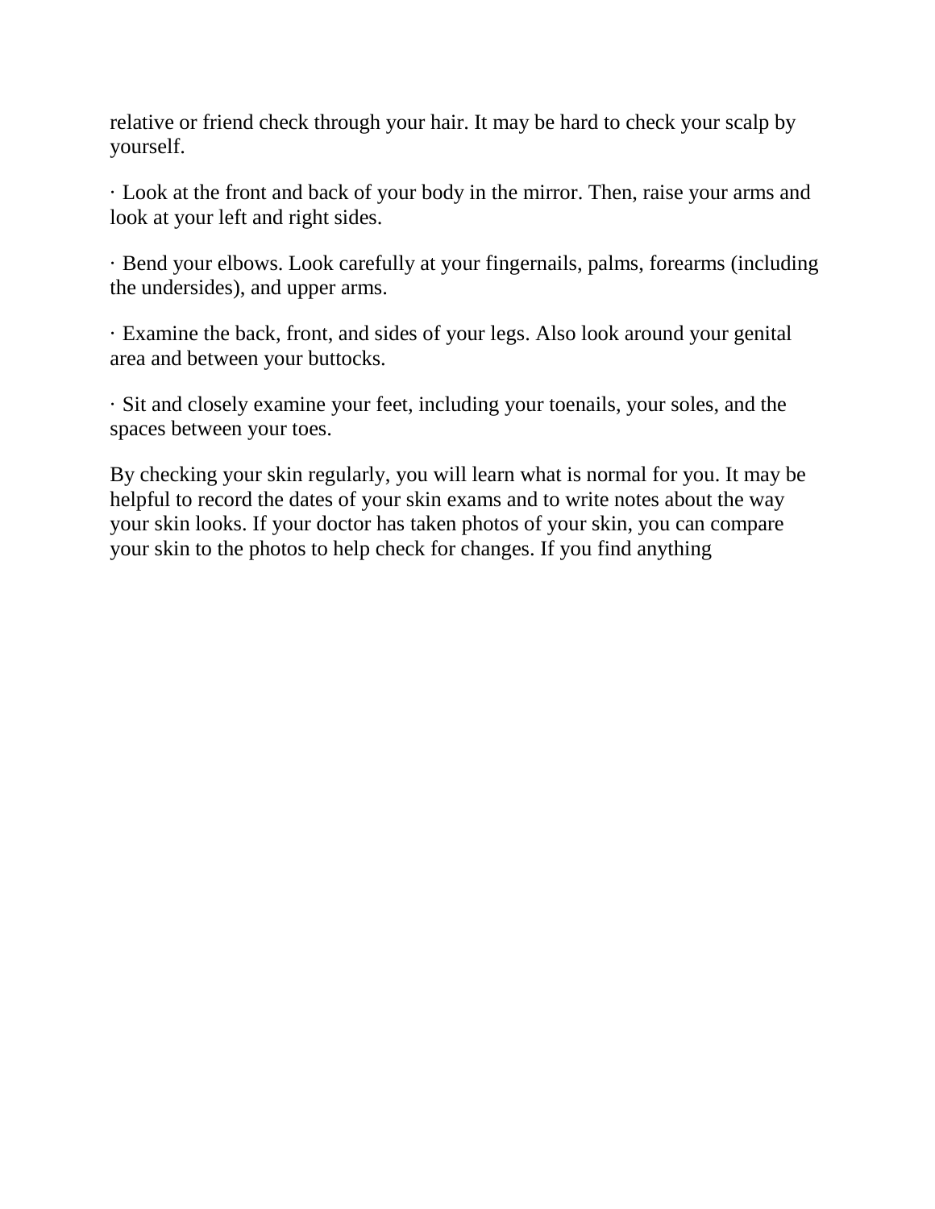relative or friend check through your hair. It may be hard to check your scalp by yourself.

- Look at the front and back of your body in the mirror. Then, raise your arms and look at your left and right sides.
- Bend your elbows. Look carefully at your fingernails, palms, forearms (including the undersides), and upper arms.
- Examine the back, front, and sides of your legs. Also look around your genital area and between your buttocks.
- Sit and closely examine your feet, including your toenails, your soles, and the spaces between your toes.

By checking your skin regularly, you will learn what is normal for you. It may be helpful to record the dates of your skin exams and to write notes about the way your skin looks. If your doctor has taken photos of your skin, you can compare your skin to the photos to help check for changes. If you find anything